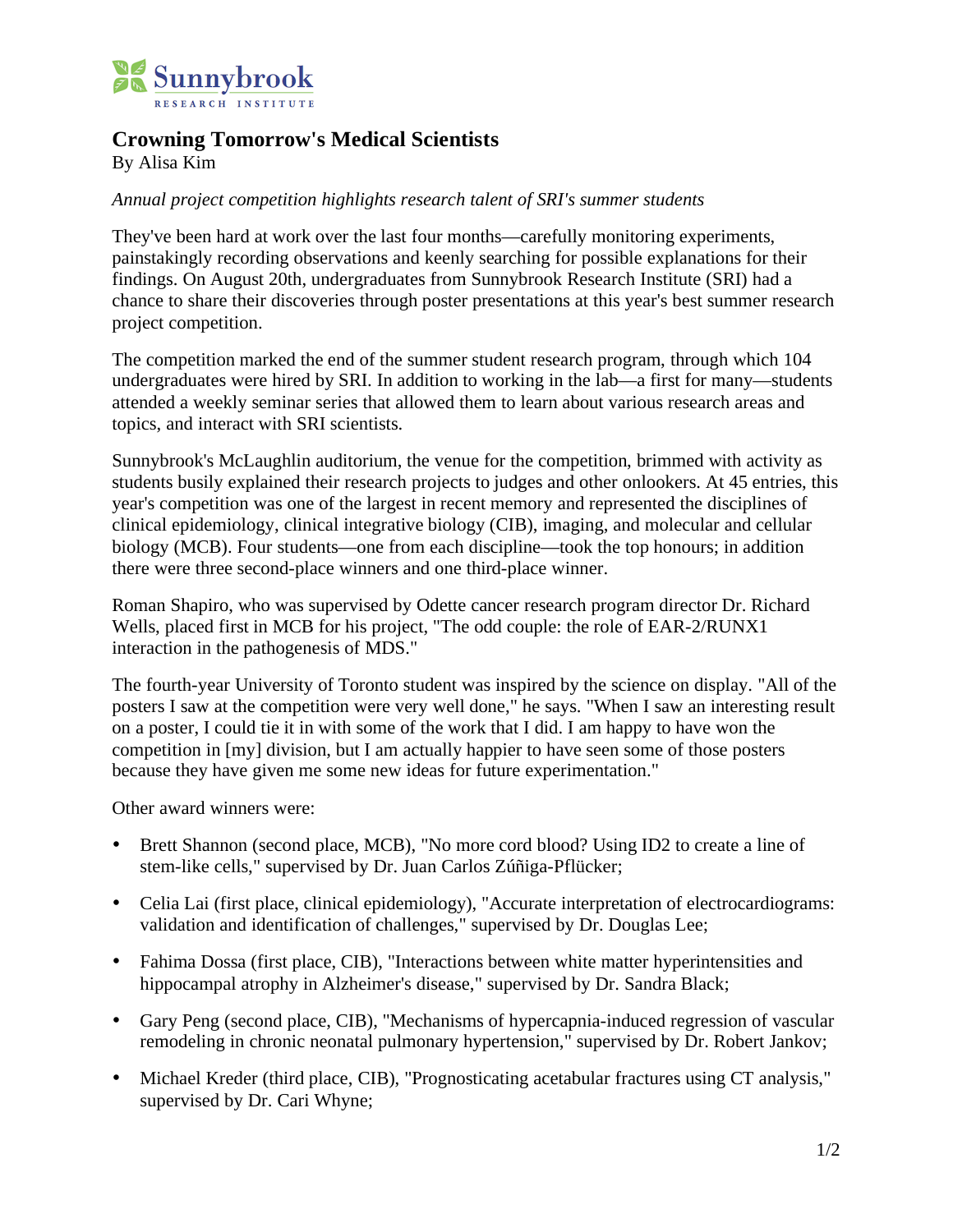Sunnybrook
RESEARCH INSTITUTE

# Crowning Tomorrow's Medical Scientists

By Alisa Kim

*Annual project competition highlights research talent of SRI's summer students*

They've been hard at work over the last four months—carefully monitoring experiments, painstakingly recording observations and keenly searching for possible explanations for their findings. On August 20th, undergraduates from Sunnybrook Research Institute (SRI) had a chance to share their discoveries through poster presentations at this year's best summer research project competition.

The competition marked the end of the summer student research program, through which 104 undergraduates were hired by SRI. In addition to working in the lab—a first for many—students attended a weekly seminar series that allowed them to learn about various research areas and topics, and interact with SRI scientists.

Sunnybrook's McLaughlin auditorium, the venue for the competition, brimmed with activity as students busily explained their research projects to judges and other onlookers. At 45 entries, this year's competition was one of the largest in recent memory and represented the disciplines of clinical epidemiology, clinical integrative biology (CIB), imaging, and molecular and cellular biology (MCB). Four students—one from each discipline—took the top honours; in addition there were three second-place winners and one third-place winner.

Roman Shapiro, who was supervised by Odette cancer research program director Dr. Richard Wells, placed first in MCB for his project, "The odd couple: the role of EAR-2/RUNX1 interaction in the pathogenesis of MDS."

The fourth-year University of Toronto student was inspired by the science on display. "All of the posters I saw at the competition were very well done," he says. "When I saw an interesting result on a poster, I could tie it in with some of the work that I did. I am happy to have won the competition in [my] division, but I am actually happier to have seen some of those posters because they have given me some new ideas for future experimentation."

Other award winners were:

- Brett Shannon (second place, MCB), "No more cord blood? Using ID2 to create a line of stem-like cells," supervised by Dr. Juan Carlos Zúñiga-Pflücker;
- Celia Lai (first place, clinical epidemiology), "Accurate interpretation of electrocardiograms: validation and identification of challenges," supervised by Dr. Douglas Lee;
- Fahima Dossa (first place, CIB), "Interactions between white matter hyperintensities and hippocampal atrophy in Alzheimer's disease," supervised by Dr. Sandra Black;
- Gary Peng (second place, CIB), "Mechanisms of hypercapnia-induced regression of vascular remodeling in chronic neonatal pulmonary hypertension," supervised by Dr. Robert Jankov;
- Michael Kreder (third place, CIB), "Prognosticating acetabular fractures using CT analysis," supervised by Dr. Cari Whyne;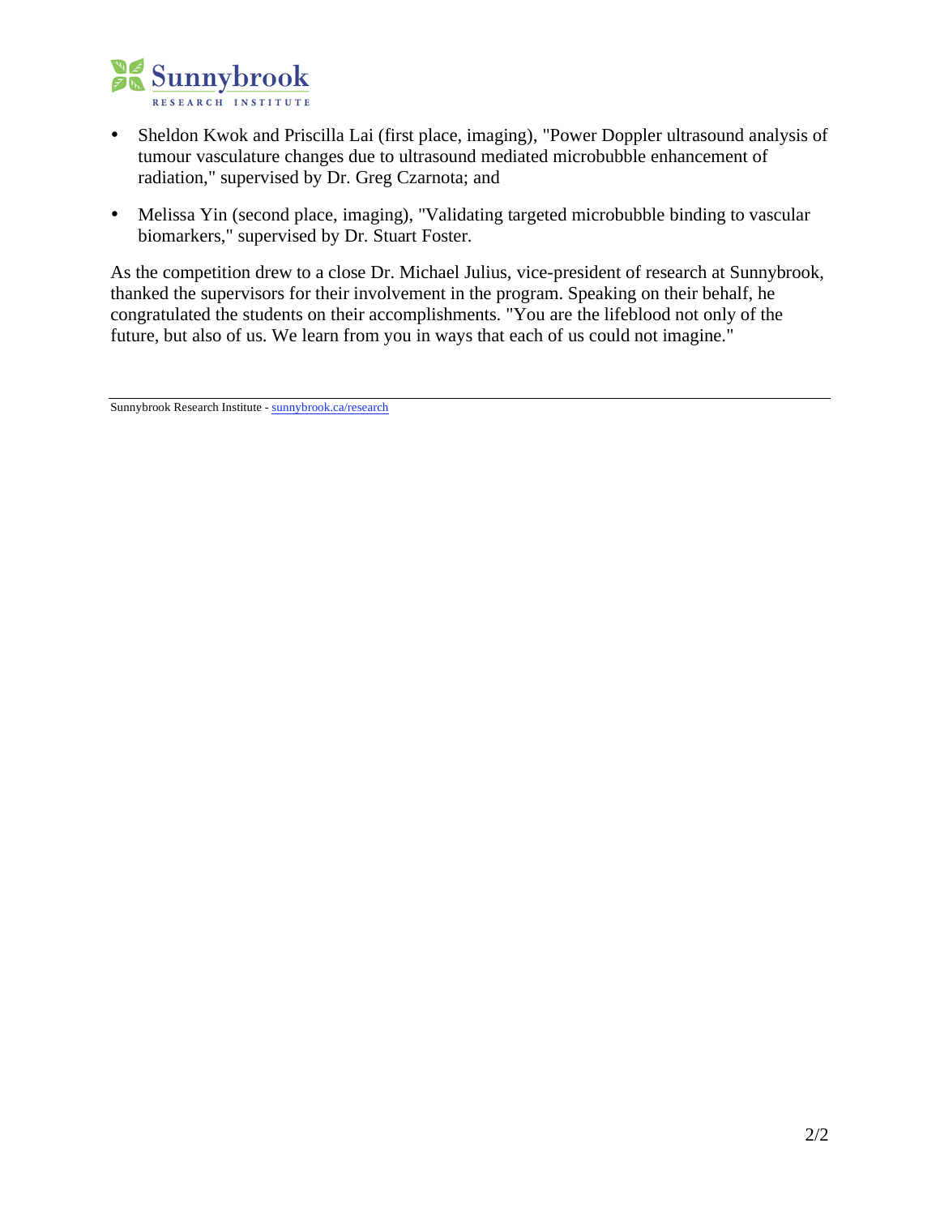- Sheldon Kwok and Priscilla Lai (first place, imaging), "Power Doppler ultrasound analysis of tumour vasculature changes due to ultrasound mediated microbubble enhancement of radiation," supervised by Dr. Greg Czarnota; and
- Melissa Yin (second place, imaging), "Validating targeted microbubble binding to vascular biomarkers," supervised by Dr. Stuart Foster.

As the competition drew to a close Dr. Michael Julius, vice-president of research at Sunnybrook, thanked the supervisors for their involvement in the program. Speaking on their behalf, he congratulated the students on their accomplishments. "You are the lifeblood not only of the future, but also of us. We learn from you in ways that each of us could not imagine."